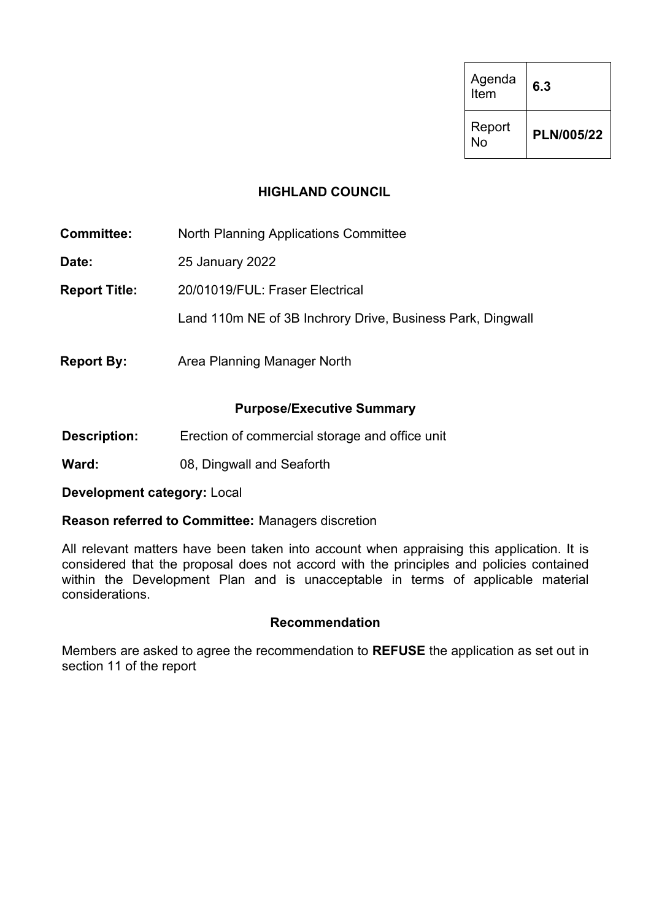| Agenda Item | 6.3 |
| --- | --- |
| Report No | **PLN/005/22** |

**HIGHLAND COUNCIL**

| | |
| --- | --- |
| **Committee:** | North Planning Applications Committee |
| **Date:** | 25 January 2022 |
| **Report Title:** | 20/01019/FUL: Fraser Electrical<br>Land 110m NE of 3B Inchrory Drive, Business Park, Dingwall |
| **Report By:** | Area Planning Manager North |

**Purpose/Executive Summary**

| | |
| --- | --- |
| **Description:** | Erection of commercial storage and office unit |
| **Ward:** | 08, Dingwall and Seaforth |

**Development category:** Local

**Reason referred to Committee:** Managers discretion

All relevant matters have been taken into account when appraising this application. It is considered that the proposal does not accord with the principles and policies contained within the Development Plan and is unacceptable in terms of applicable material considerations.

**Recommendation**

Members are asked to agree the recommendation to **REFUSE** the application as set out in section 11 of the report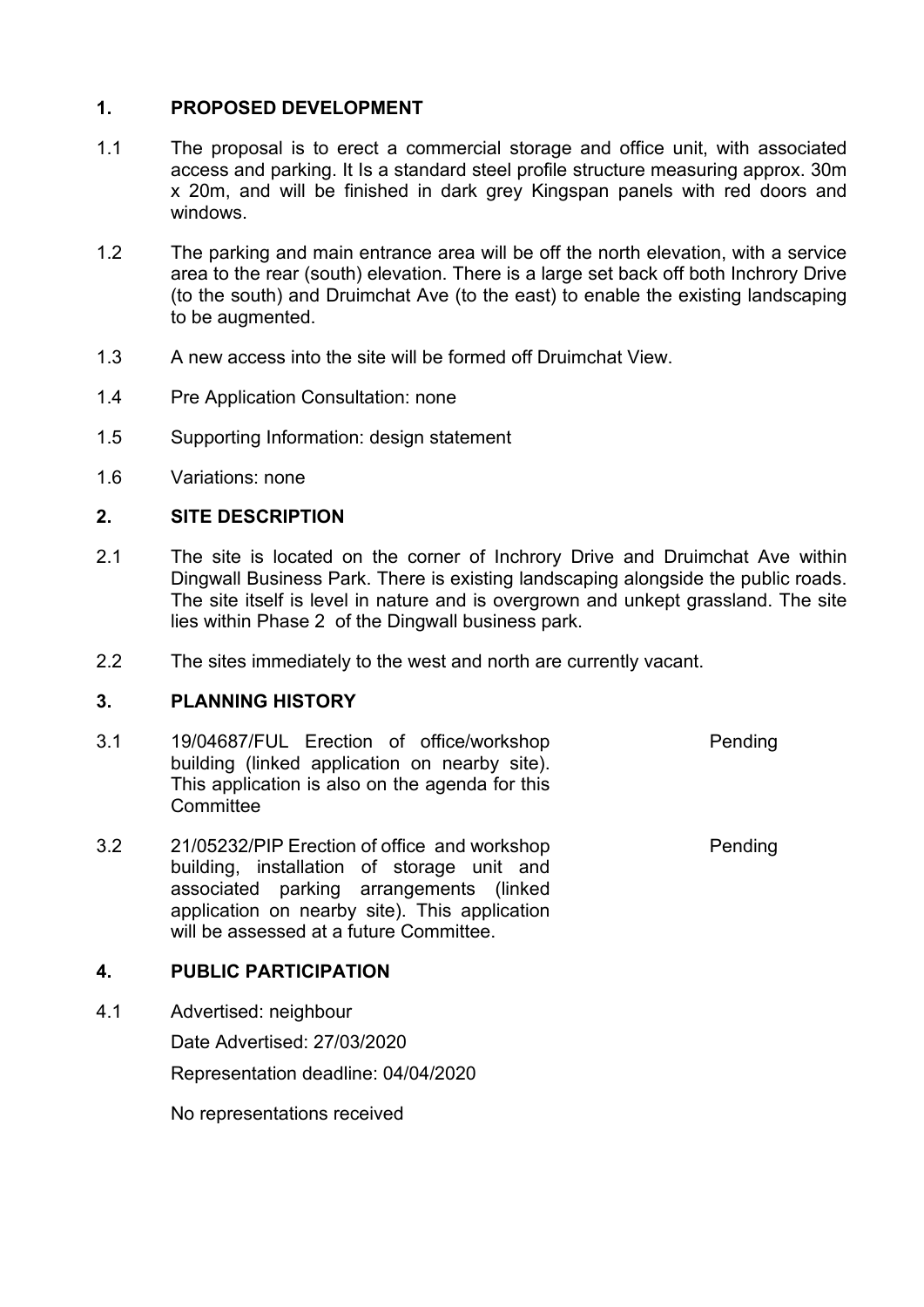## 1. PROPOSED DEVELOPMENT

1.1 The proposal is to erect a commercial storage and office unit, with associated access and parking. It Is a standard steel profile structure measuring approx. 30m x 20m, and will be finished in dark grey Kingspan panels with red doors and windows.

1.2 The parking and main entrance area will be off the north elevation, with a service area to the rear (south) elevation. There is a large set back off both Inchrory Drive (to the south) and Druimchat Ave (to the east) to enable the existing landscaping to be augmented.

1.3 A new access into the site will be formed off Druimchat View.

1.4 Pre Application Consultation: none

1.5 Supporting Information: design statement

1.6 Variations: none

## 2. SITE DESCRIPTION

2.1 The site is located on the corner of Inchrory Drive and Druimchat Ave within Dingwall Business Park. There is existing landscaping alongside the public roads. The site itself is level in nature and is overgrown and unkept grassland. The site lies within Phase 2 of the Dingwall business park.

2.2 The sites immediately to the west and north are currently vacant.

## 3. PLANNING HISTORY

| | | |
|---|---|---|
| 3.1 | 19/04687/FUL Erection of office/workshop building (linked application on nearby site). This application is also on the agenda for this Committee | Pending |
| 3.2 | 21/05232/PIP Erection of office and workshop building, installation of storage unit and associated parking arrangements (linked application on nearby site). This application will be assessed at a future Committee. | Pending |

## 4. PUBLIC PARTICIPATION

4.1 Advertised: neighbour

Date Advertised: 27/03/2020

Representation deadline: 04/04/2020

No representations received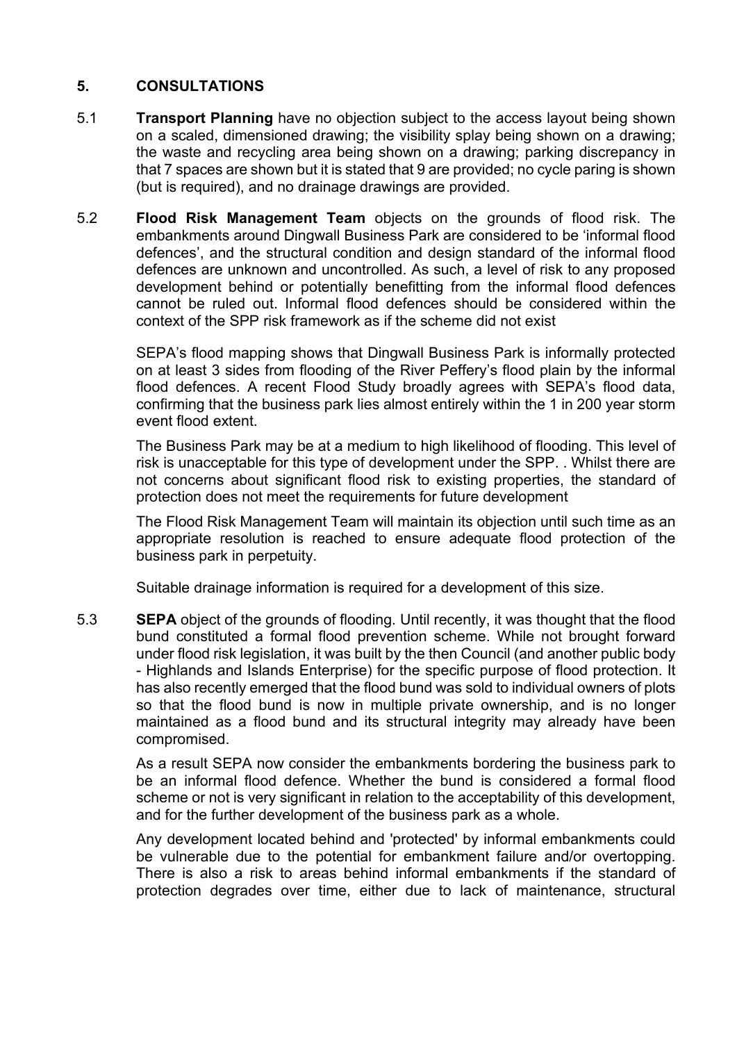## 5. CONSULTATIONS

5.1 **Transport Planning** have no objection subject to the access layout being shown on a scaled, dimensioned drawing; the visibility splay being shown on a drawing; the waste and recycling area being shown on a drawing; parking discrepancy in that 7 spaces are shown but it is stated that 9 are provided; no cycle paring is shown (but is required), and no drainage drawings are provided.

5.2 **Flood Risk Management Team** objects on the grounds of flood risk. The embankments around Dingwall Business Park are considered to be 'informal flood defences', and the structural condition and design standard of the informal flood defences are unknown and uncontrolled. As such, a level of risk to any proposed development behind or potentially benefitting from the informal flood defences cannot be ruled out. Informal flood defences should be considered within the context of the SPP risk framework as if the scheme did not exist

SEPA's flood mapping shows that Dingwall Business Park is informally protected on at least 3 sides from flooding of the River Peffery's flood plain by the informal flood defences. A recent Flood Study broadly agrees with SEPA's flood data, confirming that the business park lies almost entirely within the 1 in 200 year storm event flood extent.

The Business Park may be at a medium to high likelihood of flooding. This level of risk is unacceptable for this type of development under the SPP. . Whilst there are not concerns about significant flood risk to existing properties, the standard of protection does not meet the requirements for future development

The Flood Risk Management Team will maintain its objection until such time as an appropriate resolution is reached to ensure adequate flood protection of the business park in perpetuity.

Suitable drainage information is required for a development of this size.

5.3 **SEPA** object of the grounds of flooding. Until recently, it was thought that the flood bund constituted a formal flood prevention scheme. While not brought forward under flood risk legislation, it was built by the then Council (and another public body - Highlands and Islands Enterprise) for the specific purpose of flood protection. It has also recently emerged that the flood bund was sold to individual owners of plots so that the flood bund is now in multiple private ownership, and is no longer maintained as a flood bund and its structural integrity may already have been compromised.

As a result SEPA now consider the embankments bordering the business park to be an informal flood defence. Whether the bund is considered a formal flood scheme or not is very significant in relation to the acceptability of this development, and for the further development of the business park as a whole.

Any development located behind and 'protected' by informal embankments could be vulnerable due to the potential for embankment failure and/or overtopping. There is also a risk to areas behind informal embankments if the standard of protection degrades over time, either due to lack of maintenance, structural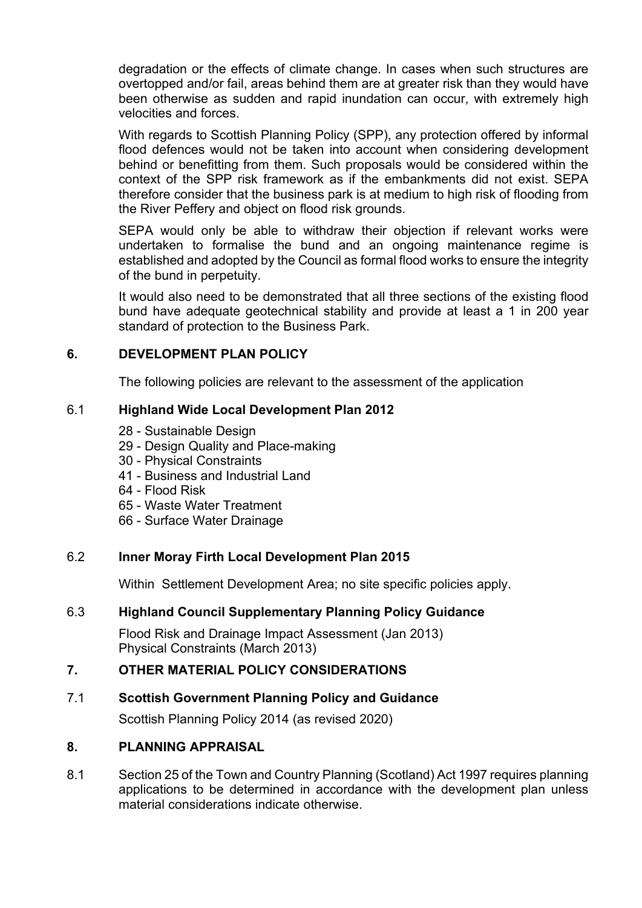degradation or the effects of climate change. In cases when such structures are overtopped and/or fail, areas behind them are at greater risk than they would have been otherwise as sudden and rapid inundation can occur, with extremely high velocities and forces.

With regards to Scottish Planning Policy (SPP), any protection offered by informal flood defences would not be taken into account when considering development behind or benefitting from them. Such proposals would be considered within the context of the SPP risk framework as if the embankments did not exist. SEPA therefore consider that the business park is at medium to high risk of flooding from the River Peffery and object on flood risk grounds.

SEPA would only be able to withdraw their objection if relevant works were undertaken to formalise the bund and an ongoing maintenance regime is established and adopted by the Council as formal flood works to ensure the integrity of the bund in perpetuity.

It would also need to be demonstrated that all three sections of the existing flood bund have adequate geotechnical stability and provide at least a 1 in 200 year standard of protection to the Business Park.

## 6. DEVELOPMENT PLAN POLICY

The following policies are relevant to the assessment of the application

### 6.1 Highland Wide Local Development Plan 2012

- 28 - Sustainable Design
- 29 - Design Quality and Place-making
- 30 - Physical Constraints
- 41 - Business and Industrial Land
- 64 - Flood Risk
- 65 - Waste Water Treatment
- 66 - Surface Water Drainage

### 6.2 Inner Moray Firth Local Development Plan 2015

Within Settlement Development Area; no site specific policies apply.

### 6.3 Highland Council Supplementary Planning Policy Guidance

Flood Risk and Drainage Impact Assessment (Jan 2013)
Physical Constraints (March 2013)

## 7. OTHER MATERIAL POLICY CONSIDERATIONS

### 7.1 Scottish Government Planning Policy and Guidance

Scottish Planning Policy 2014 (as revised 2020)

## 8. PLANNING APPRAISAL

8.1 Section 25 of the Town and Country Planning (Scotland) Act 1997 requires planning applications to be determined in accordance with the development plan unless material considerations indicate otherwise.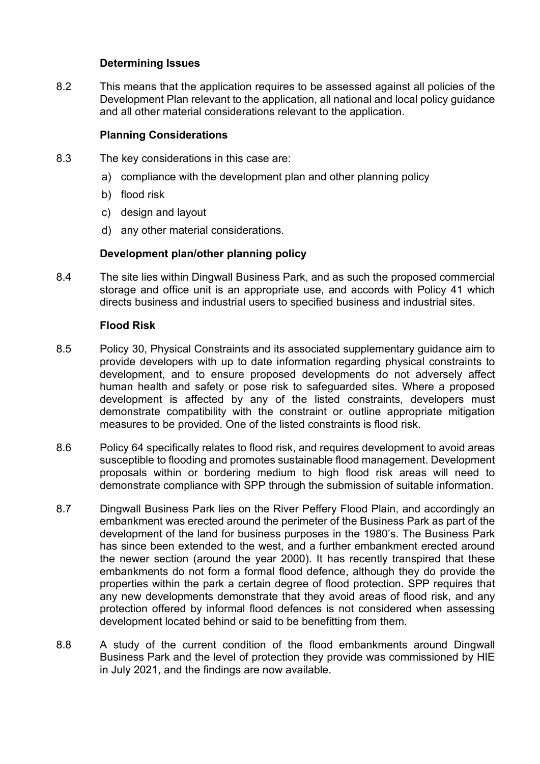### Determining Issues

8.2 This means that the application requires to be assessed against all policies of the Development Plan relevant to the application, all national and local policy guidance and all other material considerations relevant to the application.

### Planning Considerations

8.3 The key considerations in this case are:

a) compliance with the development plan and other planning policy
b) flood risk
c) design and layout
d) any other material considerations.

### Development plan/other planning policy

8.4 The site lies within Dingwall Business Park, and as such the proposed commercial storage and office unit is an appropriate use, and accords with Policy 41 which directs business and industrial users to specified business and industrial sites.

### Flood Risk

8.5 Policy 30, Physical Constraints and its associated supplementary guidance aim to provide developers with up to date information regarding physical constraints to development, and to ensure proposed developments do not adversely affect human health and safety or pose risk to safeguarded sites. Where a proposed development is affected by any of the listed constraints, developers must demonstrate compatibility with the constraint or outline appropriate mitigation measures to be provided. One of the listed constraints is flood risk.

8.6 Policy 64 specifically relates to flood risk, and requires development to avoid areas susceptible to flooding and promotes sustainable flood management. Development proposals within or bordering medium to high flood risk areas will need to demonstrate compliance with SPP through the submission of suitable information.

8.7 Dingwall Business Park lies on the River Peffery Flood Plain, and accordingly an embankment was erected around the perimeter of the Business Park as part of the development of the land for business purposes in the 1980's. The Business Park has since been extended to the west, and a further embankment erected around the newer section (around the year 2000). It has recently transpired that these embankments do not form a formal flood defence, although they do provide the properties within the park a certain degree of flood protection. SPP requires that any new developments demonstrate that they avoid areas of flood risk, and any protection offered by informal flood defences is not considered when assessing development located behind or said to be benefitting from them.

8.8 A study of the current condition of the flood embankments around Dingwall Business Park and the level of protection they provide was commissioned by HIE in July 2021, and the findings are now available.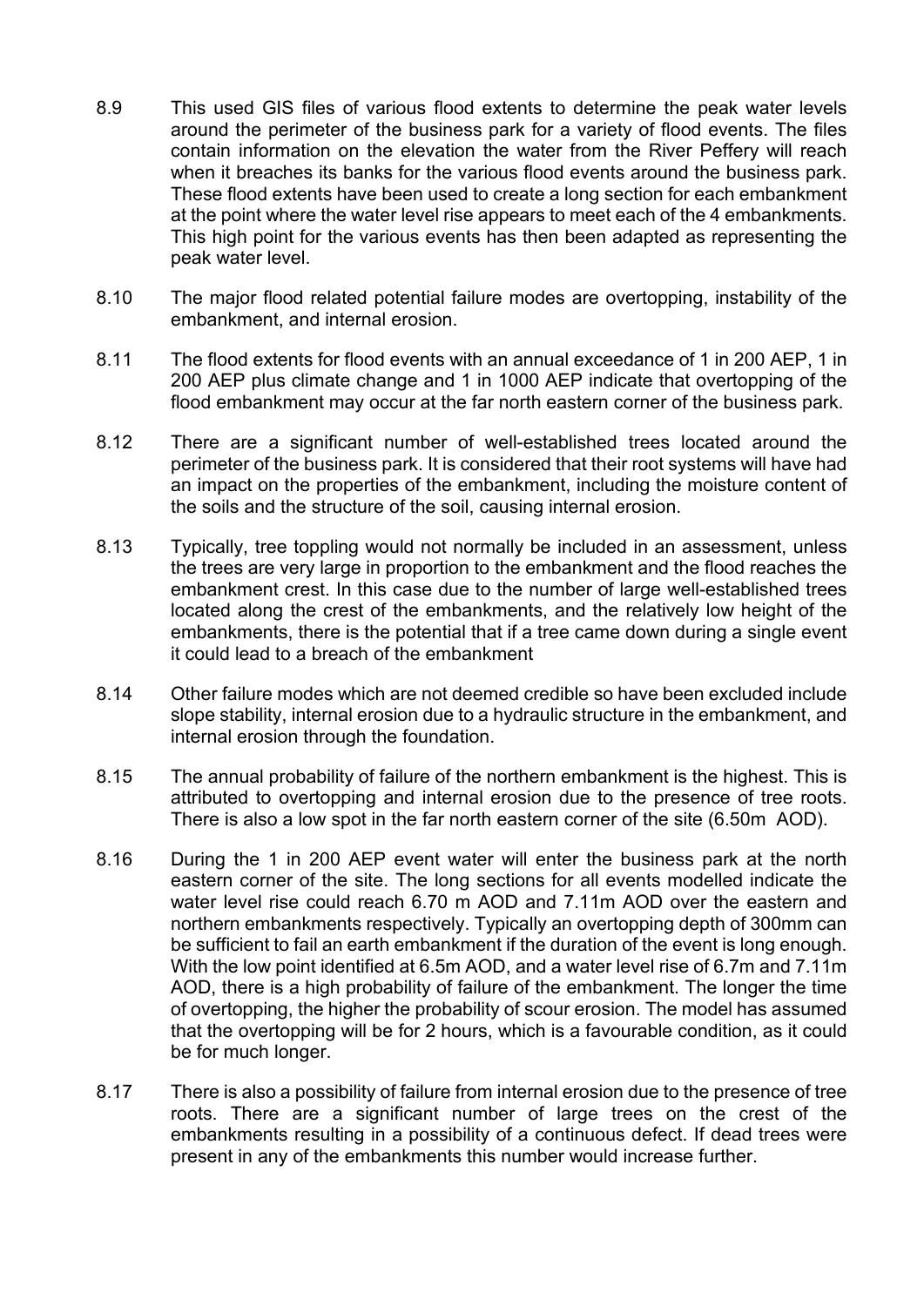8.9 This used GIS files of various flood extents to determine the peak water levels around the perimeter of the business park for a variety of flood events. The files contain information on the elevation the water from the River Peffery will reach when it breaches its banks for the various flood events around the business park. These flood extents have been used to create a long section for each embankment at the point where the water level rise appears to meet each of the 4 embankments. This high point for the various events has then been adapted as representing the peak water level.

8.10 The major flood related potential failure modes are overtopping, instability of the embankment, and internal erosion.

8.11 The flood extents for flood events with an annual exceedance of 1 in 200 AEP, 1 in 200 AEP plus climate change and 1 in 1000 AEP indicate that overtopping of the flood embankment may occur at the far north eastern corner of the business park.

8.12 There are a significant number of well-established trees located around the perimeter of the business park. It is considered that their root systems will have had an impact on the properties of the embankment, including the moisture content of the soils and the structure of the soil, causing internal erosion.

8.13 Typically, tree toppling would not normally be included in an assessment, unless the trees are very large in proportion to the embankment and the flood reaches the embankment crest. In this case due to the number of large well-established trees located along the crest of the embankments, and the relatively low height of the embankments, there is the potential that if a tree came down during a single event it could lead to a breach of the embankment

8.14 Other failure modes which are not deemed credible so have been excluded include slope stability, internal erosion due to a hydraulic structure in the embankment, and internal erosion through the foundation.

8.15 The annual probability of failure of the northern embankment is the highest. This is attributed to overtopping and internal erosion due to the presence of tree roots. There is also a low spot in the far north eastern corner of the site (6.50m AOD).

8.16 During the 1 in 200 AEP event water will enter the business park at the north eastern corner of the site. The long sections for all events modelled indicate the water level rise could reach 6.70 m AOD and 7.11m AOD over the eastern and northern embankments respectively. Typically an overtopping depth of 300mm can be sufficient to fail an earth embankment if the duration of the event is long enough. With the low point identified at 6.5m AOD, and a water level rise of 6.7m and 7.11m AOD, there is a high probability of failure of the embankment. The longer the time of overtopping, the higher the probability of scour erosion. The model has assumed that the overtopping will be for 2 hours, which is a favourable condition, as it could be for much longer.

8.17 There is also a possibility of failure from internal erosion due to the presence of tree roots. There are a significant number of large trees on the crest of the embankments resulting in a possibility of a continuous defect. If dead trees were present in any of the embankments this number would increase further.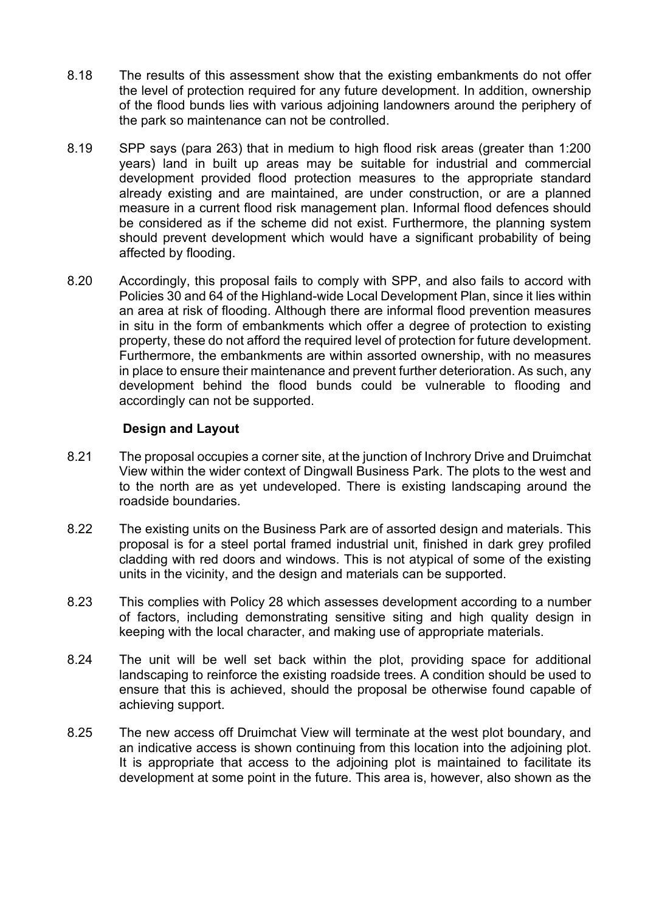8.18 The results of this assessment show that the existing embankments do not offer the level of protection required for any future development. In addition, ownership of the flood bunds lies with various adjoining landowners around the periphery of the park so maintenance can not be controlled.

8.19 SPP says (para 263) that in medium to high flood risk areas (greater than 1:200 years) land in built up areas may be suitable for industrial and commercial development provided flood protection measures to the appropriate standard already existing and are maintained, are under construction, or are a planned measure in a current flood risk management plan. Informal flood defences should be considered as if the scheme did not exist. Furthermore, the planning system should prevent development which would have a significant probability of being affected by flooding.

8.20 Accordingly, this proposal fails to comply with SPP, and also fails to accord with Policies 30 and 64 of the Highland-wide Local Development Plan, since it lies within an area at risk of flooding. Although there are informal flood prevention measures in situ in the form of embankments which offer a degree of protection to existing property, these do not afford the required level of protection for future development. Furthermore, the embankments are within assorted ownership, with no measures in place to ensure their maintenance and prevent further deterioration. As such, any development behind the flood bunds could be vulnerable to flooding and accordingly can not be supported.

**Design and Layout**

8.21 The proposal occupies a corner site, at the junction of Inchrory Drive and Druimchat View within the wider context of Dingwall Business Park. The plots to the west and to the north are as yet undeveloped. There is existing landscaping around the roadside boundaries.

8.22 The existing units on the Business Park are of assorted design and materials. This proposal is for a steel portal framed industrial unit, finished in dark grey profiled cladding with red doors and windows. This is not atypical of some of the existing units in the vicinity, and the design and materials can be supported.

8.23 This complies with Policy 28 which assesses development according to a number of factors, including demonstrating sensitive siting and high quality design in keeping with the local character, and making use of appropriate materials.

8.24 The unit will be well set back within the plot, providing space for additional landscaping to reinforce the existing roadside trees. A condition should be used to ensure that this is achieved, should the proposal be otherwise found capable of achieving support.

8.25 The new access off Druimchat View will terminate at the west plot boundary, and an indicative access is shown continuing from this location into the adjoining plot. It is appropriate that access to the adjoining plot is maintained to facilitate its development at some point in the future. This area is, however, also shown as the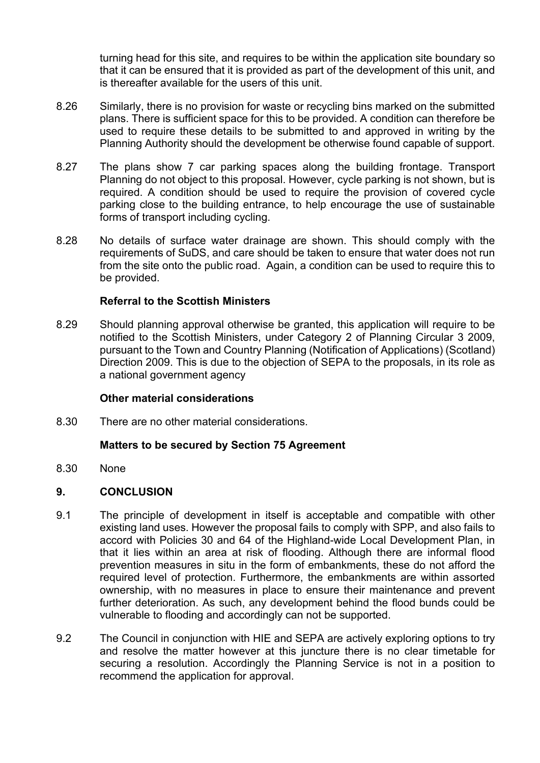turning head for this site, and requires to be within the application site boundary so that it can be ensured that it is provided as part of the development of this unit, and is thereafter available for the users of this unit.

8.26 Similarly, there is no provision for waste or recycling bins marked on the submitted plans. There is sufficient space for this to be provided. A condition can therefore be used to require these details to be submitted to and approved in writing by the Planning Authority should the development be otherwise found capable of support.

8.27 The plans show 7 car parking spaces along the building frontage. Transport Planning do not object to this proposal. However, cycle parking is not shown, but is required. A condition should be used to require the provision of covered cycle parking close to the building entrance, to help encourage the use of sustainable forms of transport including cycling.

8.28 No details of surface water drainage are shown. This should comply with the requirements of SuDS, and care should be taken to ensure that water does not run from the site onto the public road. Again, a condition can be used to require this to be provided.

**Referral to the Scottish Ministers**

8.29 Should planning approval otherwise be granted, this application will require to be notified to the Scottish Ministers, under Category 2 of Planning Circular 3 2009, pursuant to the Town and Country Planning (Notification of Applications) (Scotland) Direction 2009. This is due to the objection of SEPA to the proposals, in its role as a national government agency

**Other material considerations**

8.30 There are no other material considerations.

**Matters to be secured by Section 75 Agreement**

8.30 None

## 9. CONCLUSION

9.1 The principle of development in itself is acceptable and compatible with other existing land uses. However the proposal fails to comply with SPP, and also fails to accord with Policies 30 and 64 of the Highland-wide Local Development Plan, in that it lies within an area at risk of flooding. Although there are informal flood prevention measures in situ in the form of embankments, these do not afford the required level of protection. Furthermore, the embankments are within assorted ownership, with no measures in place to ensure their maintenance and prevent further deterioration. As such, any development behind the flood bunds could be vulnerable to flooding and accordingly can not be supported.

9.2 The Council in conjunction with HIE and SEPA are actively exploring options to try and resolve the matter however at this juncture there is no clear timetable for securing a resolution. Accordingly the Planning Service is not in a position to recommend the application for approval.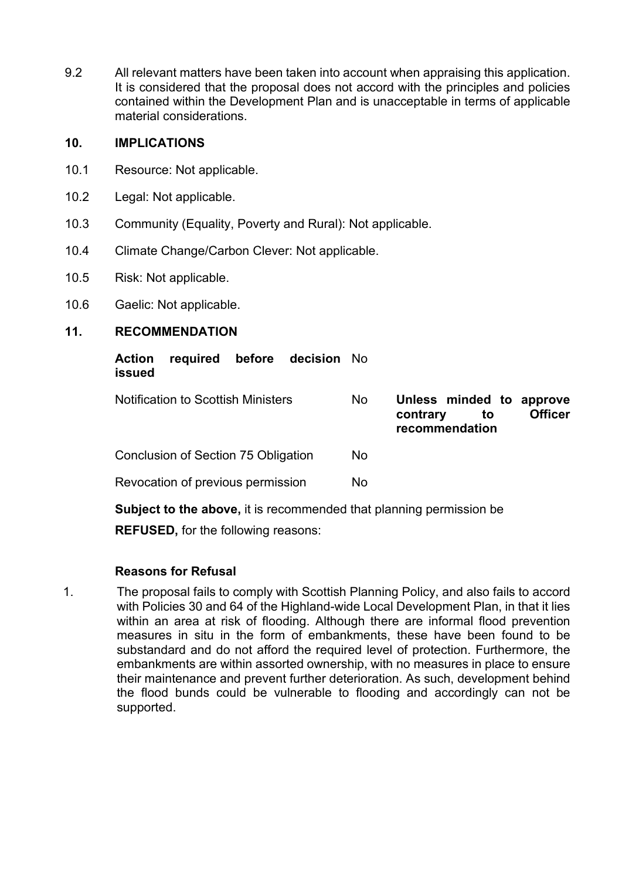9.2 All relevant matters have been taken into account when appraising this application. It is considered that the proposal does not accord with the principles and policies contained within the Development Plan and is unacceptable in terms of applicable material considerations.

## 10. IMPLICATIONS

10.1 Resource: Not applicable.

10.2 Legal: Not applicable.

10.3 Community (Equality, Poverty and Rural): Not applicable.

10.4 Climate Change/Carbon Clever: Not applicable.

10.5 Risk: Not applicable.

10.6 Gaelic: Not applicable.

## 11. RECOMMENDATION

| | | |
|---|---|---|
| **Action required before decision issued** | No | |
| Notification to Scottish Ministers | No | **Unless minded to approve contrary to Officer recommendation** |
| Conclusion of Section 75 Obligation | No | |
| Revocation of previous permission | No | |

**Subject to the above,** it is recommended that planning permission be

**REFUSED,** for the following reasons:

### Reasons for Refusal

1. The proposal fails to comply with Scottish Planning Policy, and also fails to accord with Policies 30 and 64 of the Highland-wide Local Development Plan, in that it lies within an area at risk of flooding. Although there are informal flood prevention measures in situ in the form of embankments, these have been found to be substandard and do not afford the required level of protection. Furthermore, the embankments are within assorted ownership, with no measures in place to ensure their maintenance and prevent further deterioration. As such, development behind the flood bunds could be vulnerable to flooding and accordingly can not be supported.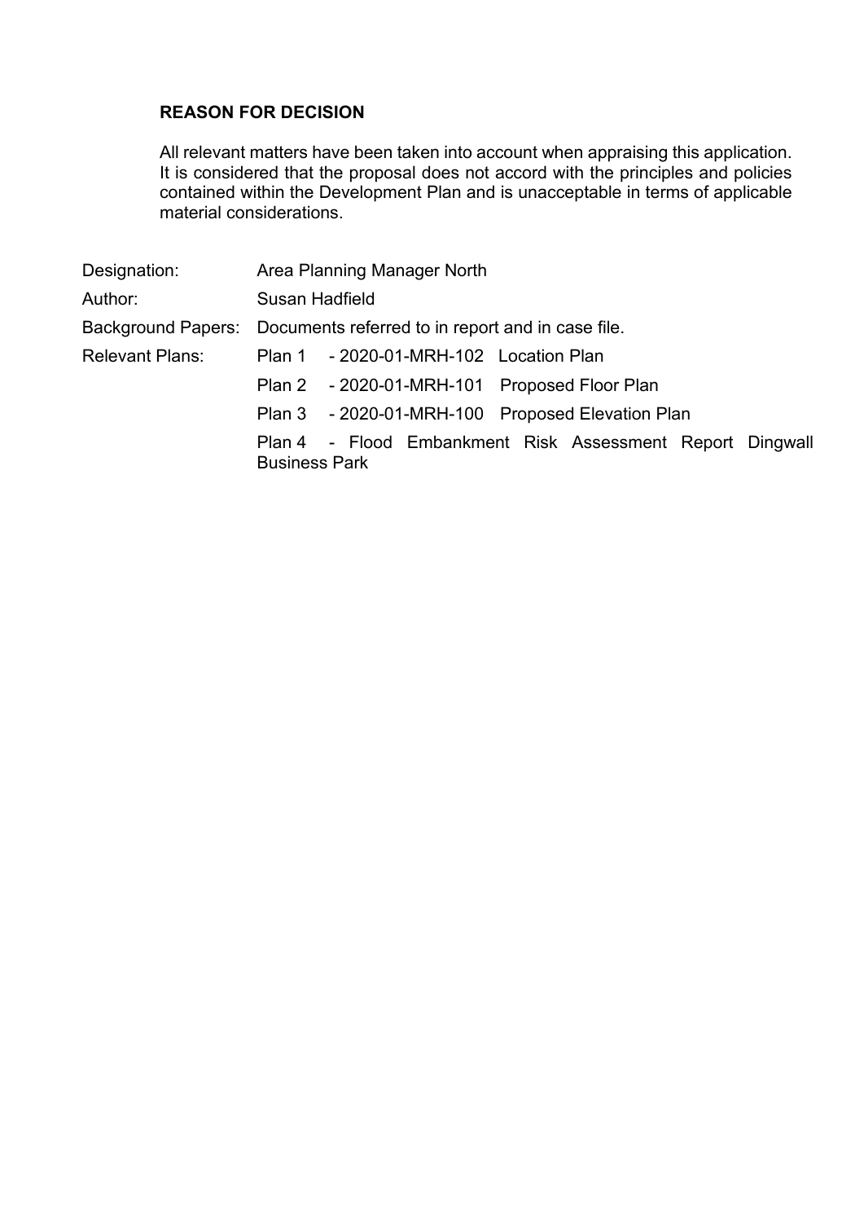**REASON FOR DECISION**

All relevant matters have been taken into account when appraising this application. It is considered that the proposal does not accord with the principles and policies contained within the Development Plan and is unacceptable in terms of applicable material considerations.

| | |
|---|---|
| Designation: | Area Planning Manager North |
| Author: | Susan Hadfield |
| Background Papers: | Documents referred to in report and in case file. |
| Relevant Plans: | Plan 1 - 2020-01-MRH-102 Location Plan |
| | Plan 2 - 2020-01-MRH-101 Proposed Floor Plan |
| | Plan 3 - 2020-01-MRH-100 Proposed Elevation Plan |
| | Plan 4 - Flood Embankment Risk Assessment Report Dingwall Business Park |